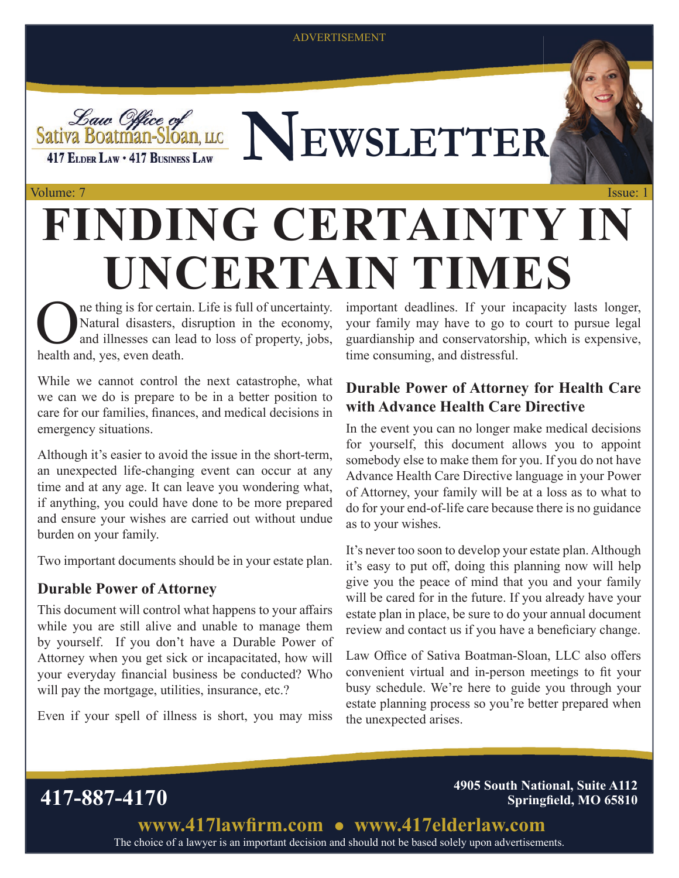ADVERTISEMENT

Law Office of Sativa Boatman-Sloan, LLC

417 Elder Law • 417 Business Law

# Newsletter

Volume: 7 Issue: 1

# FINDING CERTAINTY IN UNCERTAIN TIMES

One thing is for certain. Life is full of uncertainty. Natural disasters, disruption in the economy, and illnesses can lead to loss of property, jobs, health and, yes, even death.

While we cannot control the next catastrophe, what we can we do is prepare to be in a better position to care for our families, finances, and medical decisions in emergency situations.

Although it's easier to avoid the issue in the short-term, an unexpected life-changing event can occur at any time and at any age. It can leave you wondering what, if anything, you could have done to be more prepared and ensure your wishes are carried out without undue burden on your family.

Two important documents should be in your estate plan.

## Durable Power of Attorney

This document will control what happens to your affairs while you are still alive and unable to manage them by yourself. If you don't have a Durable Power of Attorney when you get sick or incapacitated, how will your everyday financial business be conducted? Who will pay the mortgage, utilities, insurance, etc.?

Even if your spell of illness is short, you may miss important deadlines. If your incapacity lasts longer, your family may have to go to court to pursue legal guardianship and conservatorship, which is expensive, time consuming, and distressful.

## Durable Power of Attorney for Health Care with Advance Health Care Directive

In the event you can no longer make medical decisions for yourself, this document allows you to appoint somebody else to make them for you. If you do not have Advance Health Care Directive language in your Power of Attorney, your family will be at a loss as to what to do for your end-of-life care because there is no guidance as to your wishes.

It's never too soon to develop your estate plan. Although it's easy to put off, doing this planning now will help give you the peace of mind that you and your family will be cared for in the future. If you already have your estate plan in place, be sure to do your annual document review and contact us if you have a beneficiary change.

Law Office of Sativa Boatman-Sloan, LLC also offers convenient virtual and in-person meetings to fit your busy schedule. We're here to guide you through your estate planning process so you're better prepared when the unexpected arises.

**417-887-4170**

**4905 South National, Suite A112**
**Springfield, MO 65810**

**www.417lawfirm.com • www.417elderlaw.com**

The choice of a lawyer is an important decision and should not be based solely upon advertisements.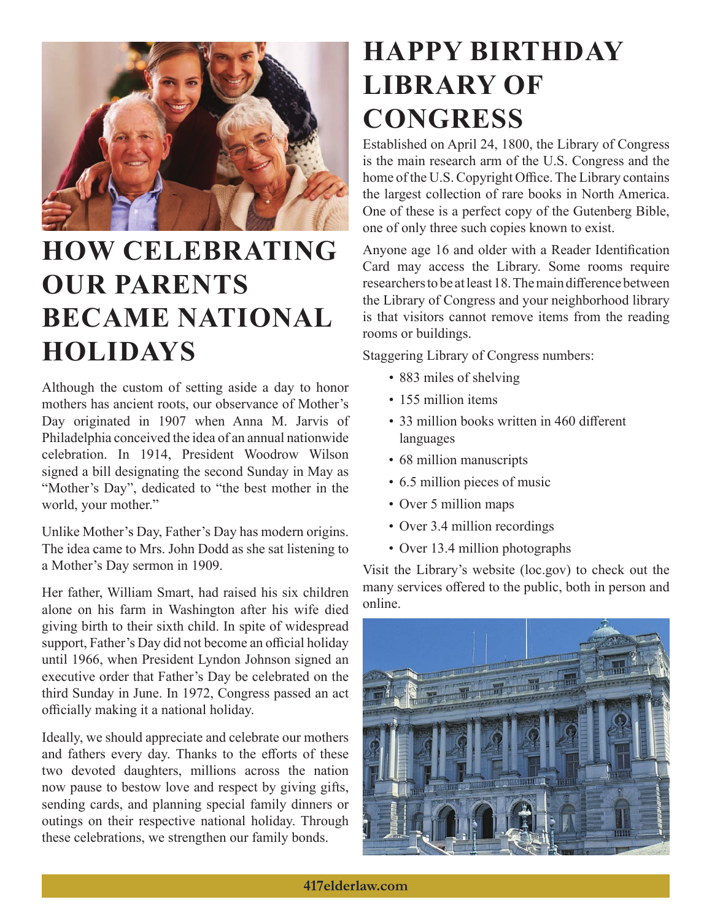## HOW CELEBRATING OUR PARENTS BECAME NATIONAL HOLIDAYS

Although the custom of setting aside a day to honor mothers has ancient roots, our observance of Mother's Day originated in 1907 when Anna M. Jarvis of Philadelphia conceived the idea of an annual nationwide celebration. In 1914, President Woodrow Wilson signed a bill designating the second Sunday in May as "Mother's Day", dedicated to "the best mother in the world, your mother."

Unlike Mother's Day, Father's Day has modern origins. The idea came to Mrs. John Dodd as she sat listening to a Mother's Day sermon in 1909.

Her father, William Smart, had raised his six children alone on his farm in Washington after his wife died giving birth to their sixth child. In spite of widespread support, Father's Day did not become an official holiday until 1966, when President Lyndon Johnson signed an executive order that Father's Day be celebrated on the third Sunday in June. In 1972, Congress passed an act officially making it a national holiday.

Ideally, we should appreciate and celebrate our mothers and fathers every day. Thanks to the efforts of these two devoted daughters, millions across the nation now pause to bestow love and respect by giving gifts, sending cards, and planning special family dinners or outings on their respective national holiday. Through these celebrations, we strengthen our family bonds.

## HAPPY BIRTHDAY LIBRARY OF CONGRESS

Established on April 24, 1800, the Library of Congress is the main research arm of the U.S. Congress and the home of the U.S. Copyright Office. The Library contains the largest collection of rare books in North America. One of these is a perfect copy of the Gutenberg Bible, one of only three such copies known to exist.

Anyone age 16 and older with a Reader Identification Card may access the Library. Some rooms require researchers to be at least 18. The main difference between the Library of Congress and your neighborhood library is that visitors cannot remove items from the reading rooms or buildings.

Staggering Library of Congress numbers:

- 883 miles of shelving
- 155 million items
- 33 million books written in 460 different languages
- 68 million manuscripts
- 6.5 million pieces of music
- Over 5 million maps
- Over 3.4 million recordings
- Over 13.4 million photographs

Visit the Library's website (loc.gov) to check out the many services offered to the public, both in person and online.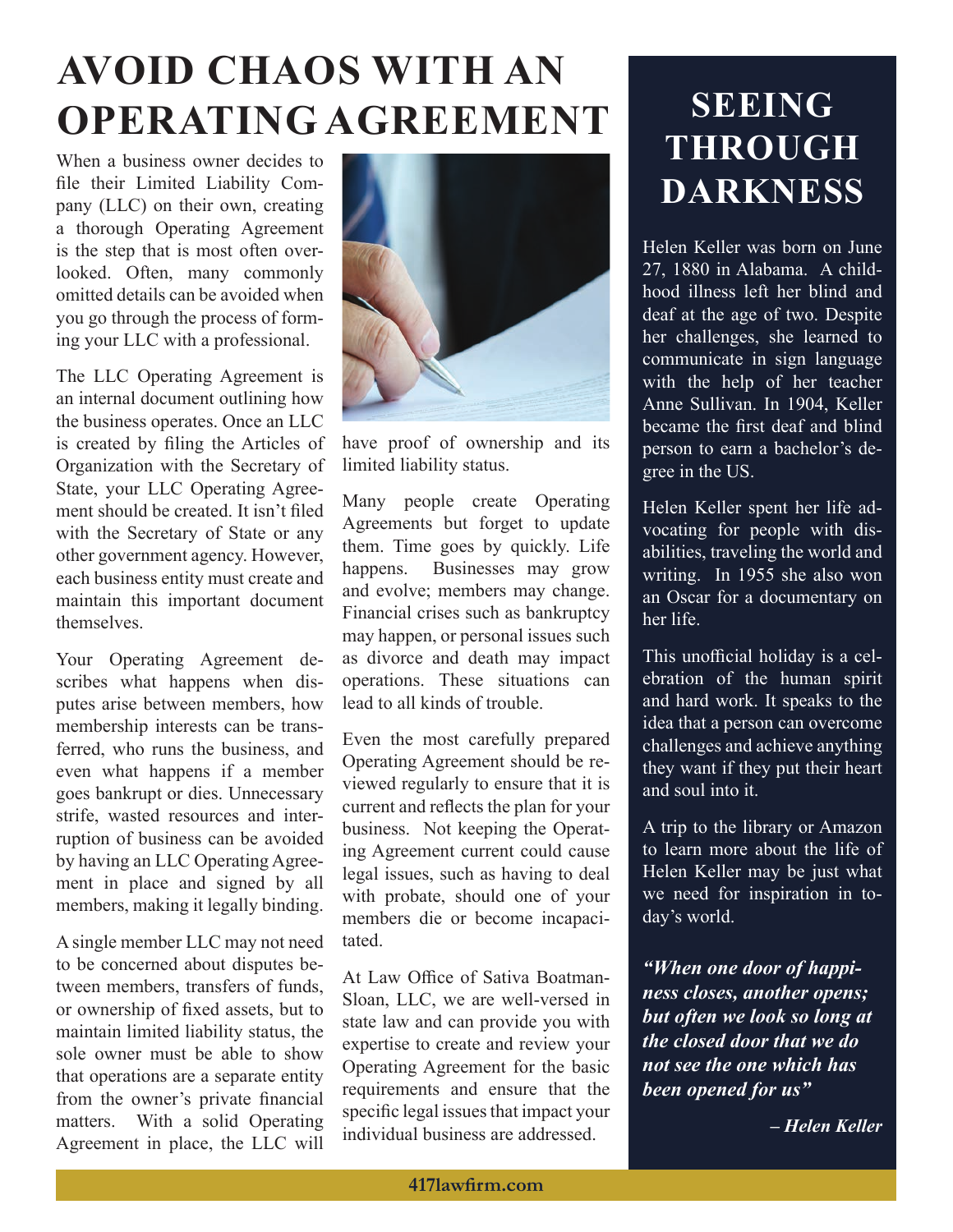# AVOID CHAOS WITH AN OPERATING AGREEMENT

When a business owner decides to file their Limited Liability Company (LLC) on their own, creating a thorough Operating Agreement is the step that is most often overlooked. Often, many commonly omitted details can be avoided when you go through the process of forming your LLC with a professional.

The LLC Operating Agreement is an internal document outlining how the business operates. Once an LLC is created by filing the Articles of Organization with the Secretary of State, your LLC Operating Agreement should be created. It isn't filed with the Secretary of State or any other government agency. However, each business entity must create and maintain this important document themselves.

Your Operating Agreement describes what happens when disputes arise between members, how membership interests can be transferred, who runs the business, and even what happens if a member goes bankrupt or dies. Unnecessary strife, wasted resources and interruption of business can be avoided by having an LLC Operating Agreement in place and signed by all members, making it legally binding.

A single member LLC may not need to be concerned about disputes between members, transfers of funds, or ownership of fixed assets, but to maintain limited liability status, the sole owner must be able to show that operations are a separate entity from the owner's private financial matters. With a solid Operating Agreement in place, the LLC will have proof of ownership and its limited liability status.

Many people create Operating Agreements but forget to update them. Time goes by quickly. Life happens. Businesses may grow and evolve; members may change. Financial crises such as bankruptcy may happen, or personal issues such as divorce and death may impact operations. These situations can lead to all kinds of trouble.

Even the most carefully prepared Operating Agreement should be reviewed regularly to ensure that it is current and reflects the plan for your business. Not keeping the Operating Agreement current could cause legal issues, such as having to deal with probate, should one of your members die or become incapacitated.

At Law Office of Sativa Boatman-Sloan, LLC, we are well-versed in state law and can provide you with expertise to create and review your Operating Agreement for the basic requirements and ensure that the specific legal issues that impact your individual business are addressed.

# SEEING THROUGH DARKNESS

Helen Keller was born on June 27, 1880 in Alabama. A childhood illness left her blind and deaf at the age of two. Despite her challenges, she learned to communicate in sign language with the help of her teacher Anne Sullivan. In 1904, Keller became the first deaf and blind person to earn a bachelor's degree in the US.

Helen Keller spent her life advocating for people with disabilities, traveling the world and writing. In 1955 she also won an Oscar for a documentary on her life.

This unofficial holiday is a celebration of the human spirit and hard work. It speaks to the idea that a person can overcome challenges and achieve anything they want if they put their heart and soul into it.

A trip to the library or Amazon to learn more about the life of Helen Keller may be just what we need for inspiration in today's world.

***"When one door of happiness closes, another opens; but often we look so long at the closed door that we do not see the one which has been opened for us"***

***– Helen Keller***

417lawfirm.com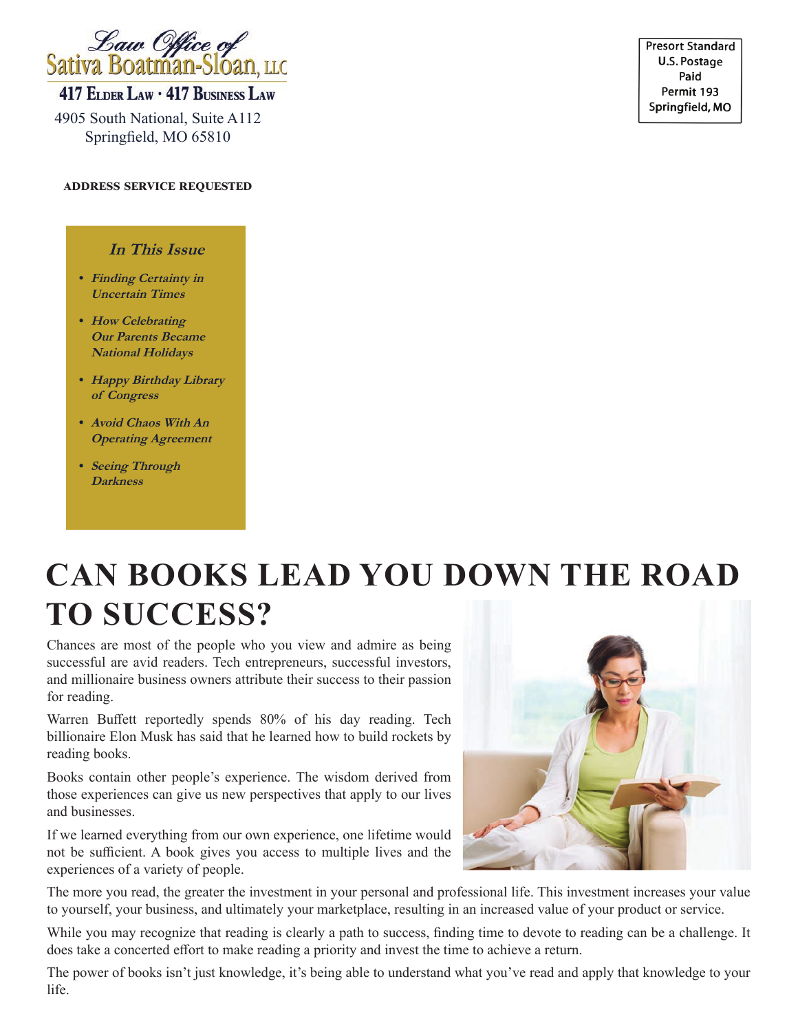Law Office of Sativa Boatman-Sloan, LLC

417 Elder Law • 417 Business Law

4905 South National, Suite A112
Springfield, MO 65810

Presort Standard
U.S. Postage
Paid
Permit 193
Springfield, MO

**ADDRESS SERVICE REQUESTED**

### *In This Issue*

- ***Finding Certainty in Uncertain Times***
- ***How Celebrating Our Parents Became National Holidays***
- ***Happy Birthday Library of Congress***
- ***Avoid Chaos With An Operating Agreement***
- ***Seeing Through Darkness***

# CAN BOOKS LEAD YOU DOWN THE ROAD TO SUCCESS?

Chances are most of the people who you view and admire as being successful are avid readers. Tech entrepreneurs, successful investors, and millionaire business owners attribute their success to their passion for reading.

Warren Buffett reportedly spends 80% of his day reading. Tech billionaire Elon Musk has said that he learned how to build rockets by reading books.

Books contain other people's experience. The wisdom derived from those experiences can give us new perspectives that apply to our lives and businesses.

If we learned everything from our own experience, one lifetime would not be sufficient. A book gives you access to multiple lives and the experiences of a variety of people.

The more you read, the greater the investment in your personal and professional life. This investment increases your value to yourself, your business, and ultimately your marketplace, resulting in an increased value of your product or service.

While you may recognize that reading is clearly a path to success, finding time to devote to reading can be a challenge. It does take a concerted effort to make reading a priority and invest the time to achieve a return.

The power of books isn't just knowledge, it's being able to understand what you've read and apply that knowledge to your life.